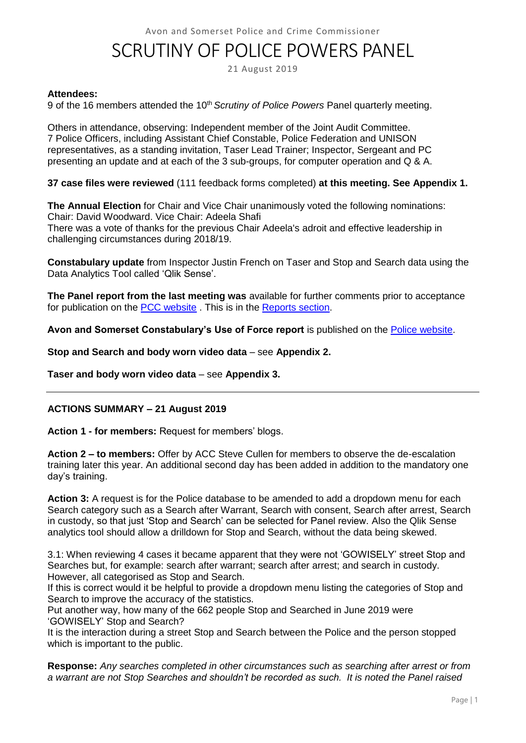Avon and Somerset Police and Crime Commissioner

# SCRUTINY OF POLICE POWERS PANEL

21 August 2019

**Attendees:**
9 of the 16 members attended the 10th *Scrutiny of Police Powers* Panel quarterly meeting.

Others in attendance, observing: Independent member of the Joint Audit Committee.
7 Police Officers, including Assistant Chief Constable, Police Federation and UNISON representatives, as a standing invitation, Taser Lead Trainer; Inspector, Sergeant and PC presenting an update and at each of the 3 sub-groups, for computer operation and Q & A.

**37 case files were reviewed** (111 feedback forms completed) **at this meeting. See Appendix 1.**

**The Annual Election** for Chair and Vice Chair unanimously voted the following nominations:
Chair: David Woodward. Vice Chair: Adeela Shafi
There was a vote of thanks for the previous Chair Adeela's adroit and effective leadership in challenging circumstances during 2018/19.

**Constabulary update** from Inspector Justin French on Taser and Stop and Search data using the Data Analytics Tool called 'Qlik Sense'.

**The Panel report from the last meeting was** available for further comments prior to acceptance for publication on the PCC website . This is in the Reports section.

**Avon and Somerset Constabulary's Use of Force report** is published on the Police website.

**Stop and Search and body worn video data** – see **Appendix 2.**

**Taser and body worn video data** – see **Appendix 3.**

---

**ACTIONS SUMMARY – 21 August 2019**

**Action 1 - for members:** Request for members' blogs.

**Action 2 – to members:** Offer by ACC Steve Cullen for members to observe the de-escalation training later this year. An additional second day has been added in addition to the mandatory one day's training.

**Action 3:** A request is for the Police database to be amended to add a dropdown menu for each Search category such as a Search after Warrant, Search with consent, Search after arrest, Search in custody, so that just 'Stop and Search' can be selected for Panel review. Also the Qlik Sense analytics tool should allow a drilldown for Stop and Search, without the data being skewed.

3.1: When reviewing 4 cases it became apparent that they were not 'GOWISELY' street Stop and Searches but, for example: search after warrant; search after arrest; and search in custody. However, all categorised as Stop and Search.
If this is correct would it be helpful to provide a dropdown menu listing the categories of Stop and Search to improve the accuracy of the statistics.
Put another way, how many of the 662 people Stop and Searched in June 2019 were 'GOWISELY' Stop and Search?
It is the interaction during a street Stop and Search between the Police and the person stopped which is important to the public.

**Response:** *Any searches completed in other circumstances such as searching after arrest or from a warrant are not Stop Searches and shouldn't be recorded as such. It is noted the Panel raised*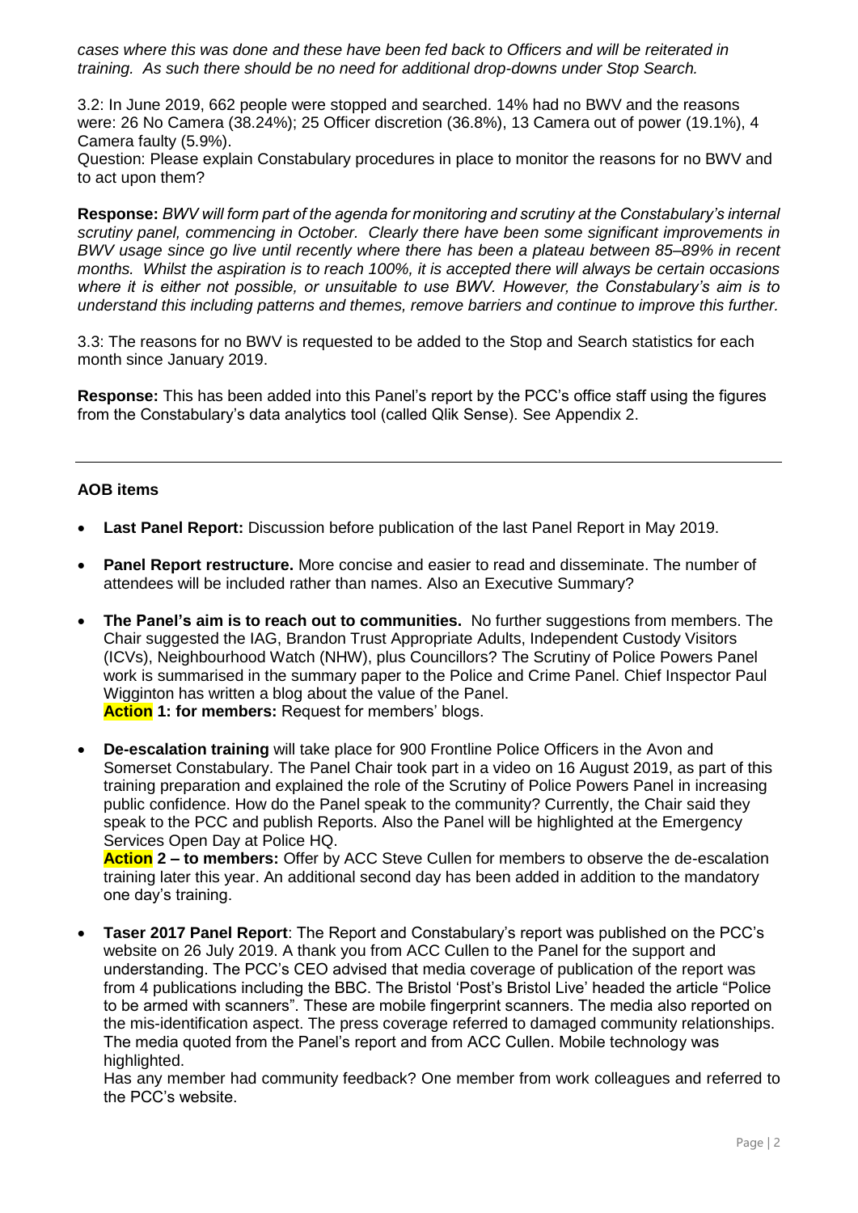*cases where this was done and these have been fed back to Officers and will be reiterated in training. As such there should be no need for additional drop-downs under Stop Search.*

3.2: In June 2019, 662 people were stopped and searched. 14% had no BWV and the reasons were: 26 No Camera (38.24%); 25 Officer discretion (36.8%), 13 Camera out of power (19.1%), 4 Camera faulty (5.9%).

Question: Please explain Constabulary procedures in place to monitor the reasons for no BWV and to act upon them?

**Response:** *BWV will form part of the agenda for monitoring and scrutiny at the Constabulary's internal scrutiny panel, commencing in October. Clearly there have been some significant improvements in BWV usage since go live until recently where there has been a plateau between 85–89% in recent months. Whilst the aspiration is to reach 100%, it is accepted there will always be certain occasions where it is either not possible, or unsuitable to use BWV. However, the Constabulary's aim is to understand this including patterns and themes, remove barriers and continue to improve this further.*

3.3: The reasons for no BWV is requested to be added to the Stop and Search statistics for each month since January 2019.

**Response:** This has been added into this Panel's report by the PCC's office staff using the figures from the Constabulary's data analytics tool (called Qlik Sense). See Appendix 2.

---

**AOB items**

- **Last Panel Report:** Discussion before publication of the last Panel Report in May 2019.
- **Panel Report restructure.** More concise and easier to read and disseminate. The number of attendees will be included rather than names. Also an Executive Summary?
- **The Panel's aim is to reach out to communities.** No further suggestions from members. The Chair suggested the IAG, Brandon Trust Appropriate Adults, Independent Custody Visitors (ICVs), Neighbourhood Watch (NHW), plus Councillors? The Scrutiny of Police Powers Panel work is summarised in the summary paper to the Police and Crime Panel. Chief Inspector Paul Wigginton has written a blog about the value of the Panel.
  **Action 1: for members:** Request for members' blogs.
- **De-escalation training** will take place for 900 Frontline Police Officers in the Avon and Somerset Constabulary. The Panel Chair took part in a video on 16 August 2019, as part of this training preparation and explained the role of the Scrutiny of Police Powers Panel in increasing public confidence. How do the Panel speak to the community? Currently, the Chair said they speak to the PCC and publish Reports. Also the Panel will be highlighted at the Emergency Services Open Day at Police HQ.
  **Action 2 – to members:** Offer by ACC Steve Cullen for members to observe the de-escalation training later this year. An additional second day has been added in addition to the mandatory one day's training.
- **Taser 2017 Panel Report**: The Report and Constabulary's report was published on the PCC's website on 26 July 2019. A thank you from ACC Cullen to the Panel for the support and understanding. The PCC's CEO advised that media coverage of publication of the report was from 4 publications including the BBC. The Bristol 'Post's Bristol Live' headed the article "Police to be armed with scanners". These are mobile fingerprint scanners. The media also reported on the mis-identification aspect. The press coverage referred to damaged community relationships. The media quoted from the Panel's report and from ACC Cullen. Mobile technology was highlighted.
  Has any member had community feedback? One member from work colleagues and referred to the PCC's website.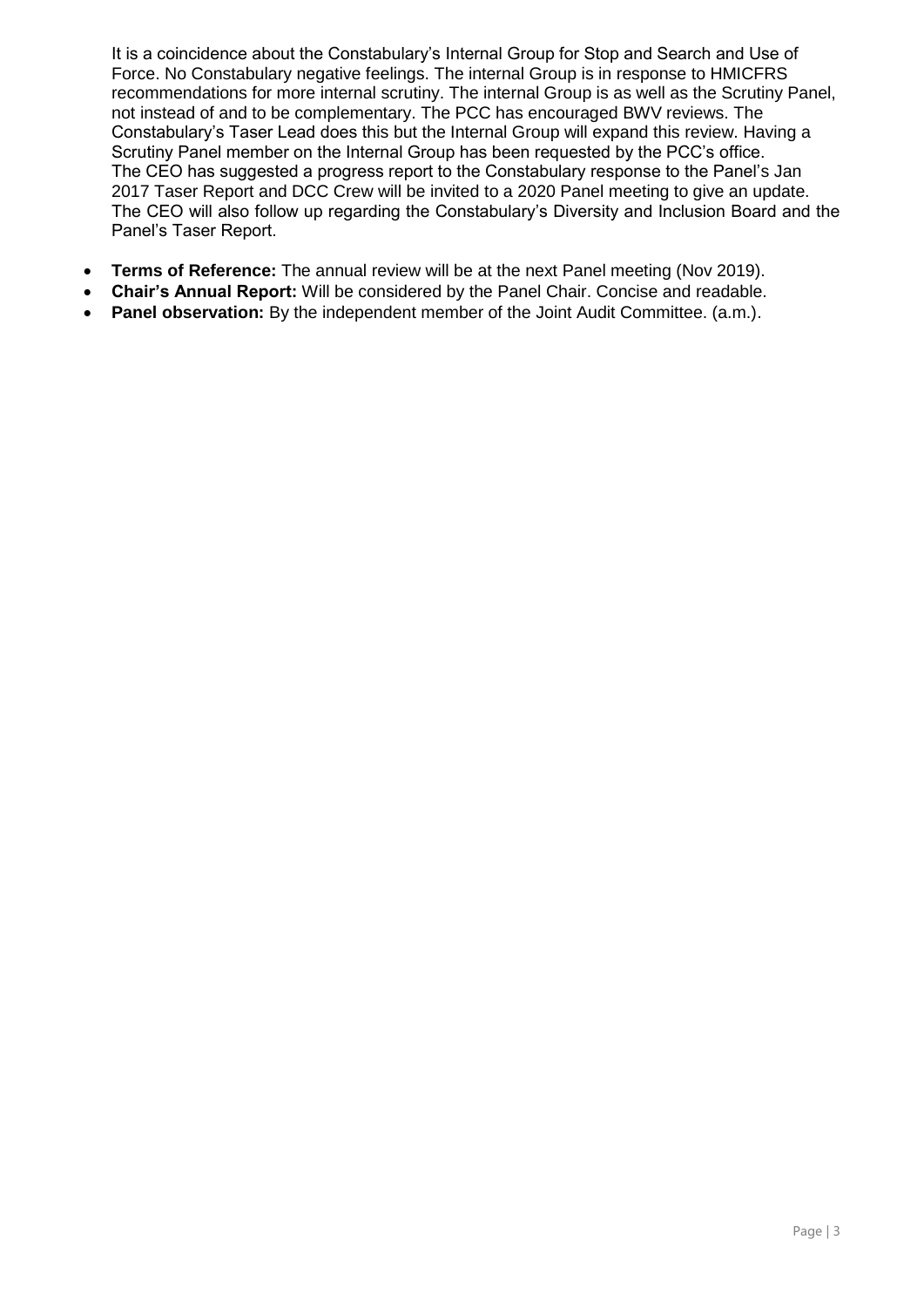It is a coincidence about the Constabulary's Internal Group for Stop and Search and Use of Force. No Constabulary negative feelings. The internal Group is in response to HMICFRS recommendations for more internal scrutiny. The internal Group is as well as the Scrutiny Panel, not instead of and to be complementary. The PCC has encouraged BWV reviews. The Constabulary's Taser Lead does this but the Internal Group will expand this review. Having a Scrutiny Panel member on the Internal Group has been requested by the PCC's office.
The CEO has suggested a progress report to the Constabulary response to the Panel's Jan 2017 Taser Report and DCC Crew will be invited to a 2020 Panel meeting to give an update. The CEO will also follow up regarding the Constabulary's Diversity and Inclusion Board and the Panel's Taser Report.

- **Terms of Reference:** The annual review will be at the next Panel meeting (Nov 2019).
- **Chair's Annual Report:** Will be considered by the Panel Chair. Concise and readable.
- **Panel observation:** By the independent member of the Joint Audit Committee. (a.m.).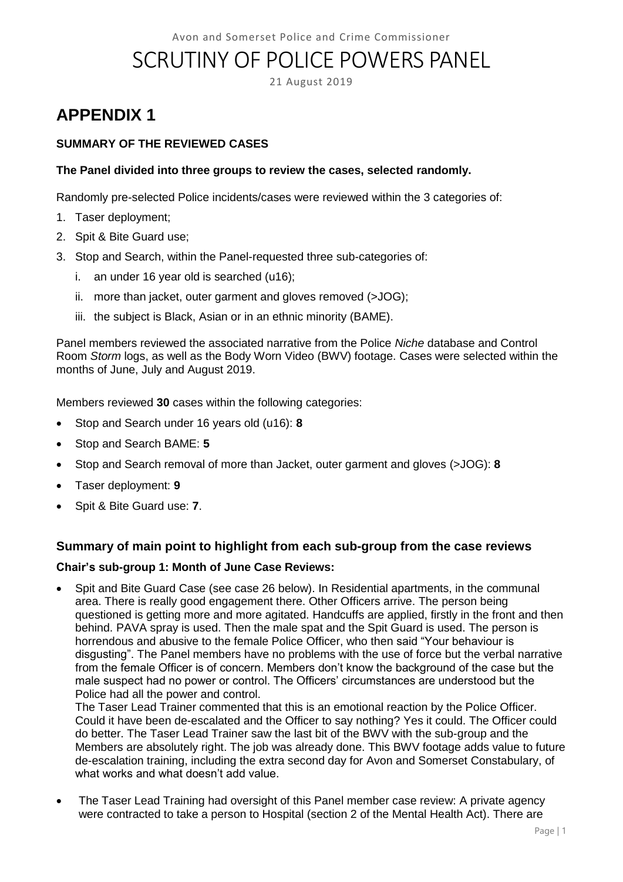Avon and Somerset Police and Crime Commissioner

# SCRUTINY OF POLICE POWERS PANEL

21 August 2019

# APPENDIX 1

### SUMMARY OF THE REVIEWED CASES

**The Panel divided into three groups to review the cases, selected randomly.**

Randomly pre-selected Police incidents/cases were reviewed within the 3 categories of:

1. Taser deployment;
2. Spit & Bite Guard use;
3. Stop and Search, within the Panel-requested three sub-categories of:
   i. an under 16 year old is searched (u16);
   ii. more than jacket, outer garment and gloves removed (>JOG);
   iii. the subject is Black, Asian or in an ethnic minority (BAME).

Panel members reviewed the associated narrative from the Police *Niche* database and Control Room *Storm* logs, as well as the Body Worn Video (BWV) footage. Cases were selected within the months of June, July and August 2019.

Members reviewed **30** cases within the following categories:

- Stop and Search under 16 years old (u16): **8**
- Stop and Search BAME: **5**
- Stop and Search removal of more than Jacket, outer garment and gloves (>JOG): **8**
- Taser deployment: **9**
- Spit & Bite Guard use: **7**.

## Summary of main point to highlight from each sub-group from the case reviews

**Chair's sub-group 1: Month of June Case Reviews:**

- Spit and Bite Guard Case (see case 26 below). In Residential apartments, in the communal area. There is really good engagement there. Other Officers arrive. The person being questioned is getting more and more agitated. Handcuffs are applied, firstly in the front and then behind. PAVA spray is used. Then the male spat and the Spit Guard is used. The person is horrendous and abusive to the female Police Officer, who then said "Your behaviour is disgusting". The Panel members have no problems with the use of force but the verbal narrative from the female Officer is of concern. Members don't know the background of the case but the male suspect had no power or control. The Officers' circumstances are understood but the Police had all the power and control.
  The Taser Lead Trainer commented that this is an emotional reaction by the Police Officer. Could it have been de-escalated and the Officer to say nothing? Yes it could. The Officer could do better. The Taser Lead Trainer saw the last bit of the BWV with the sub-group and the Members are absolutely right. The job was already done. This BWV footage adds value to future de-escalation training, including the extra second day for Avon and Somerset Constabulary, of what works and what doesn't add value.

- The Taser Lead Training had oversight of this Panel member case review: A private agency were contracted to take a person to Hospital (section 2 of the Mental Health Act). There are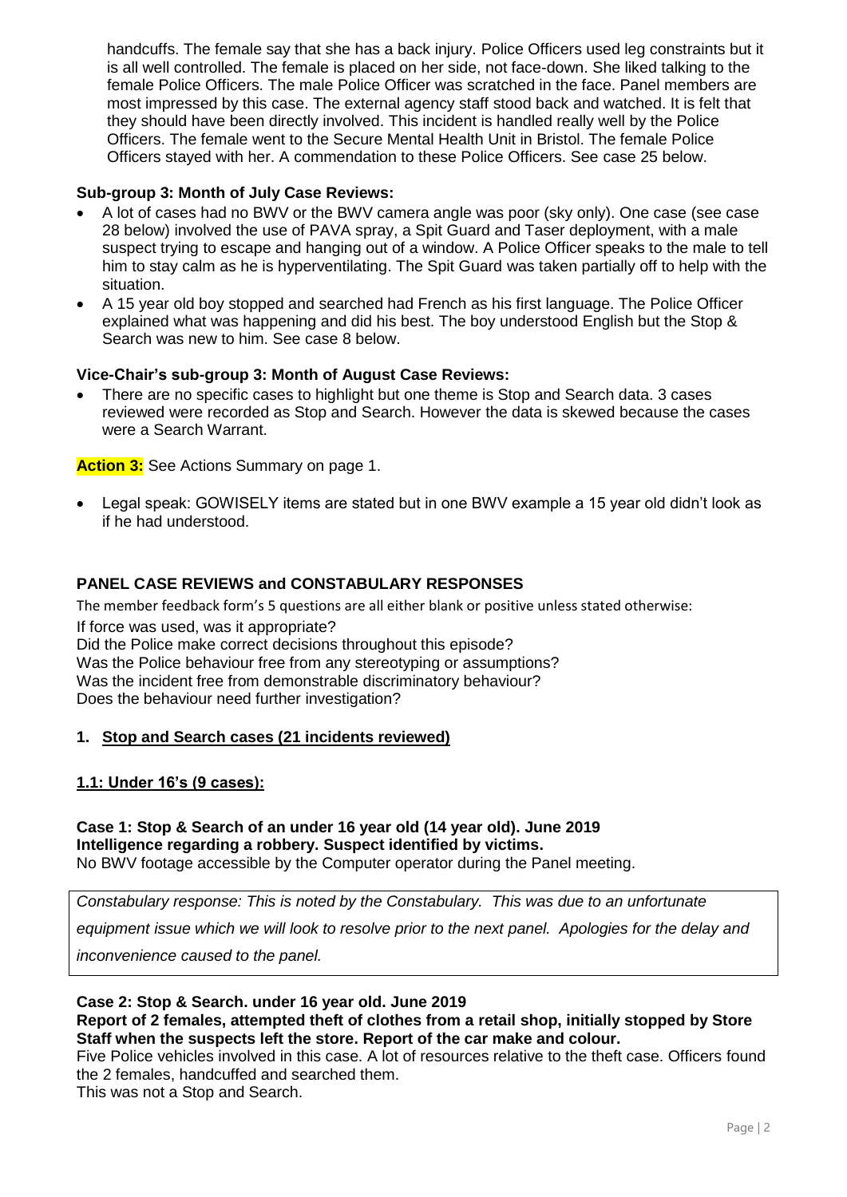handcuffs. The female say that she has a back injury. Police Officers used leg constraints but it is all well controlled. The female is placed on her side, not face-down. She liked talking to the female Police Officers. The male Police Officer was scratched in the face. Panel members are most impressed by this case. The external agency staff stood back and watched. It is felt that they should have been directly involved. This incident is handled really well by the Police Officers. The female went to the Secure Mental Health Unit in Bristol. The female Police Officers stayed with her. A commendation to these Police Officers. See case 25 below.

**Sub-group 3: Month of July Case Reviews:**

- A lot of cases had no BWV or the BWV camera angle was poor (sky only). One case (see case 28 below) involved the use of PAVA spray, a Spit Guard and Taser deployment, with a male suspect trying to escape and hanging out of a window. A Police Officer speaks to the male to tell him to stay calm as he is hyperventilating. The Spit Guard was taken partially off to help with the situation.
- A 15 year old boy stopped and searched had French as his first language. The Police Officer explained what was happening and did his best. The boy understood English but the Stop & Search was new to him. See case 8 below.

**Vice-Chair's sub-group 3: Month of August Case Reviews:**

- There are no specific cases to highlight but one theme is Stop and Search data. 3 cases reviewed were recorded as Stop and Search. However the data is skewed because the cases were a Search Warrant.

**Action 3:** See Actions Summary on page 1.

- Legal speak: GOWISELY items are stated but in one BWV example a 15 year old didn't look as if he had understood.

**PANEL CASE REVIEWS and CONSTABULARY RESPONSES**

The member feedback form's 5 questions are all either blank or positive unless stated otherwise:

If force was used, was it appropriate?
Did the Police make correct decisions throughout this episode?
Was the Police behaviour free from any stereotyping or assumptions?
Was the incident free from demonstrable discriminatory behaviour?
Does the behaviour need further investigation?

**1. Stop and Search cases (21 incidents reviewed)**

**1.1: Under 16's (9 cases):**

**Case 1: Stop & Search of an under 16 year old (14 year old). June 2019**
**Intelligence regarding a robbery. Suspect identified by victims.**
No BWV footage accessible by the Computer operator during the Panel meeting.

*Constabulary response: This is noted by the Constabulary. This was due to an unfortunate equipment issue which we will look to resolve prior to the next panel. Apologies for the delay and inconvenience caused to the panel.*

**Case 2: Stop & Search. under 16 year old. June 2019**
**Report of 2 females, attempted theft of clothes from a retail shop, initially stopped by Store Staff when the suspects left the store. Report of the car make and colour.**
Five Police vehicles involved in this case. A lot of resources relative to the theft case. Officers found the 2 females, handcuffed and searched them.
This was not a Stop and Search.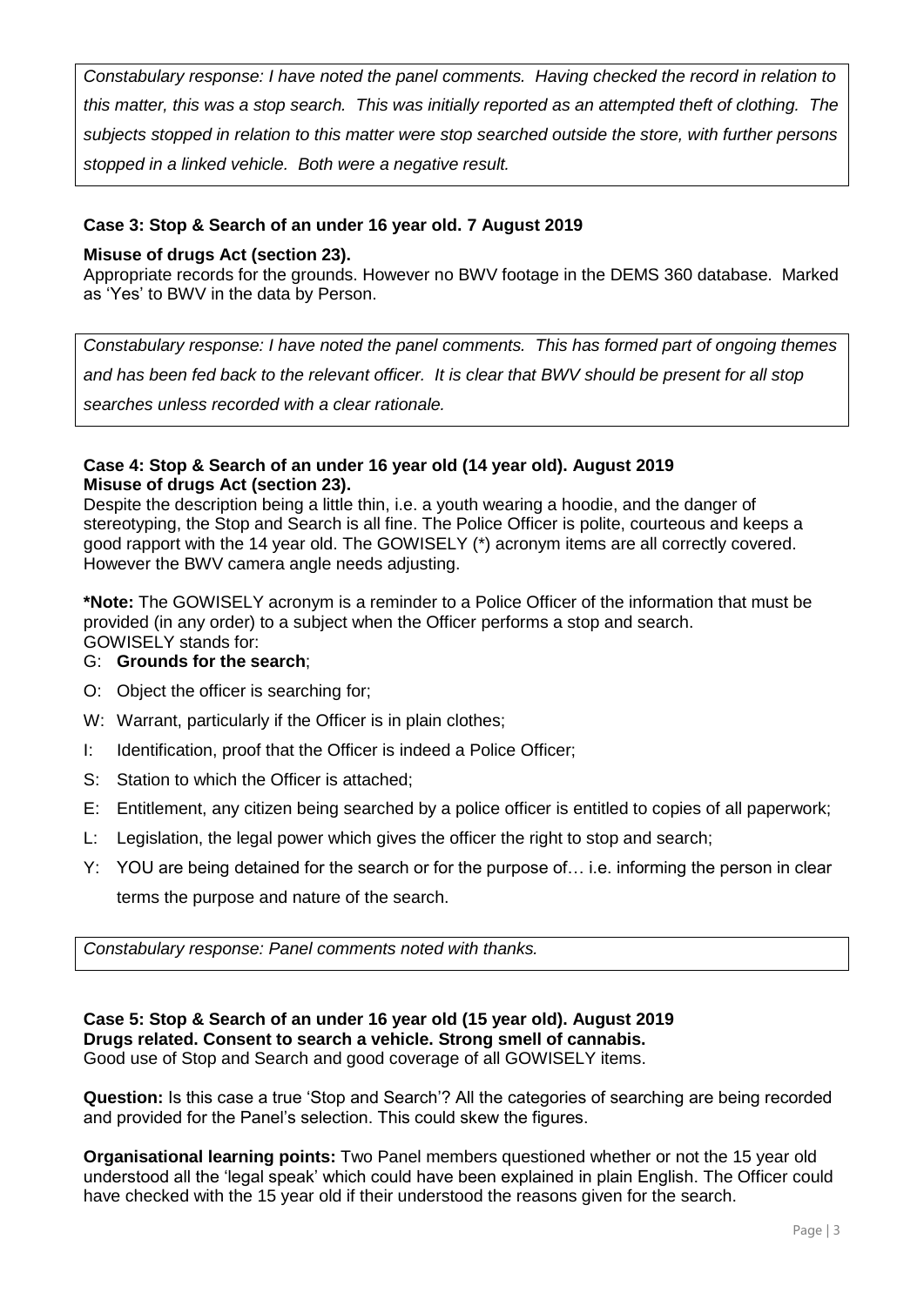*Constabulary response: I have noted the panel comments. Having checked the record in relation to this matter, this was a stop search. This was initially reported as an attempted theft of clothing. The subjects stopped in relation to this matter were stop searched outside the store, with further persons stopped in a linked vehicle. Both were a negative result.*

### Case 3: Stop & Search of an under 16 year old. 7 August 2019

**Misuse of drugs Act (section 23).**

Appropriate records for the grounds. However no BWV footage in the DEMS 360 database. Marked as 'Yes' to BWV in the data by Person.

*Constabulary response: I have noted the panel comments. This has formed part of ongoing themes and has been fed back to the relevant officer. It is clear that BWV should be present for all stop searches unless recorded with a clear rationale.*

### Case 4: Stop & Search of an under 16 year old (14 year old). August 2019

**Misuse of drugs Act (section 23).**

Despite the description being a little thin, i.e. a youth wearing a hoodie, and the danger of stereotyping, the Stop and Search is all fine. The Police Officer is polite, courteous and keeps a good rapport with the 14 year old. The GOWISELY (*) acronym items are all correctly covered. However the BWV camera angle needs adjusting.

**\*Note:** The GOWISELY acronym is a reminder to a Police Officer of the information that must be provided (in any order) to a subject when the Officer performs a stop and search. GOWISELY stands for:

- G: **Grounds for the search**;
- O: Object the officer is searching for;
- W: Warrant, particularly if the Officer is in plain clothes;
- I: Identification, proof that the Officer is indeed a Police Officer;
- S: Station to which the Officer is attached;
- E: Entitlement, any citizen being searched by a police officer is entitled to copies of all paperwork;
- L: Legislation, the legal power which gives the officer the right to stop and search;
- Y: YOU are being detained for the search or for the purpose of… i.e. informing the person in clear terms the purpose and nature of the search.

*Constabulary response: Panel comments noted with thanks.*

### Case 5: Stop & Search of an under 16 year old (15 year old). August 2019

**Drugs related. Consent to search a vehicle. Strong smell of cannabis.**

Good use of Stop and Search and good coverage of all GOWISELY items.

**Question:** Is this case a true 'Stop and Search'? All the categories of searching are being recorded and provided for the Panel's selection. This could skew the figures.

**Organisational learning points:** Two Panel members questioned whether or not the 15 year old understood all the 'legal speak' which could have been explained in plain English. The Officer could have checked with the 15 year old if their understood the reasons given for the search.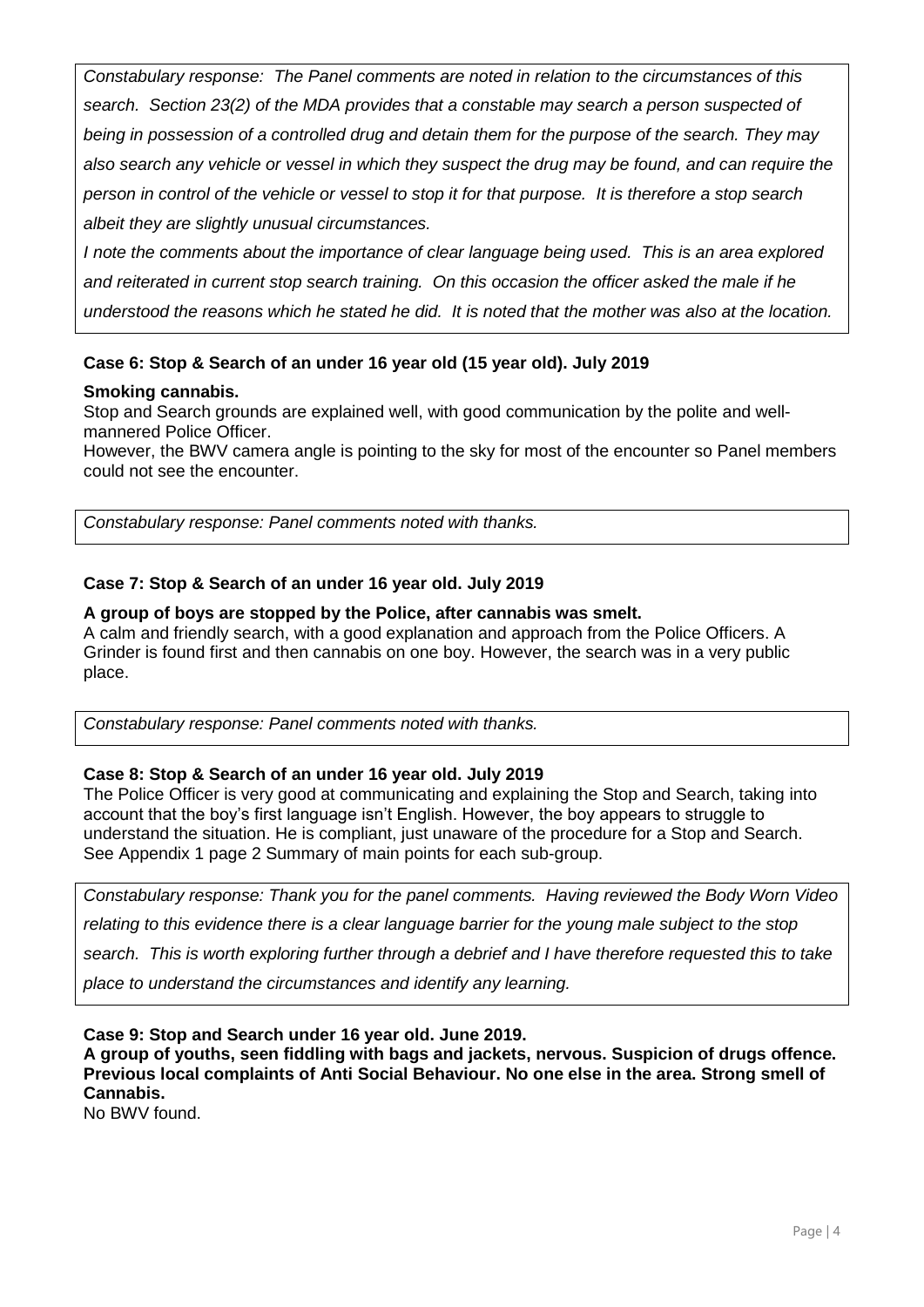*Constabulary response: The Panel comments are noted in relation to the circumstances of this search. Section 23(2) of the MDA provides that a constable may search a person suspected of being in possession of a controlled drug and detain them for the purpose of the search. They may also search any vehicle or vessel in which they suspect the drug may be found, and can require the person in control of the vehicle or vessel to stop it for that purpose. It is therefore a stop search albeit they are slightly unusual circumstances.*

*I note the comments about the importance of clear language being used. This is an area explored and reiterated in current stop search training. On this occasion the officer asked the male if he understood the reasons which he stated he did. It is noted that the mother was also at the location.*

**Case 6: Stop & Search of an under 16 year old (15 year old). July 2019**

**Smoking cannabis.**

Stop and Search grounds are explained well, with good communication by the polite and well-mannered Police Officer.

However, the BWV camera angle is pointing to the sky for most of the encounter so Panel members could not see the encounter.

*Constabulary response: Panel comments noted with thanks.*

**Case 7: Stop & Search of an under 16 year old. July 2019**

**A group of boys are stopped by the Police, after cannabis was smelt.**

A calm and friendly search, with a good explanation and approach from the Police Officers. A Grinder is found first and then cannabis on one boy. However, the search was in a very public place.

*Constabulary response: Panel comments noted with thanks.*

**Case 8: Stop & Search of an under 16 year old. July 2019**

The Police Officer is very good at communicating and explaining the Stop and Search, taking into account that the boy's first language isn't English. However, the boy appears to struggle to understand the situation. He is compliant, just unaware of the procedure for a Stop and Search. See Appendix 1 page 2 Summary of main points for each sub-group.

*Constabulary response: Thank you for the panel comments. Having reviewed the Body Worn Video relating to this evidence there is a clear language barrier for the young male subject to the stop search. This is worth exploring further through a debrief and I have therefore requested this to take place to understand the circumstances and identify any learning.*

**Case 9: Stop and Search under 16 year old. June 2019.**

**A group of youths, seen fiddling with bags and jackets, nervous. Suspicion of drugs offence. Previous local complaints of Anti Social Behaviour. No one else in the area. Strong smell of Cannabis.**

No BWV found.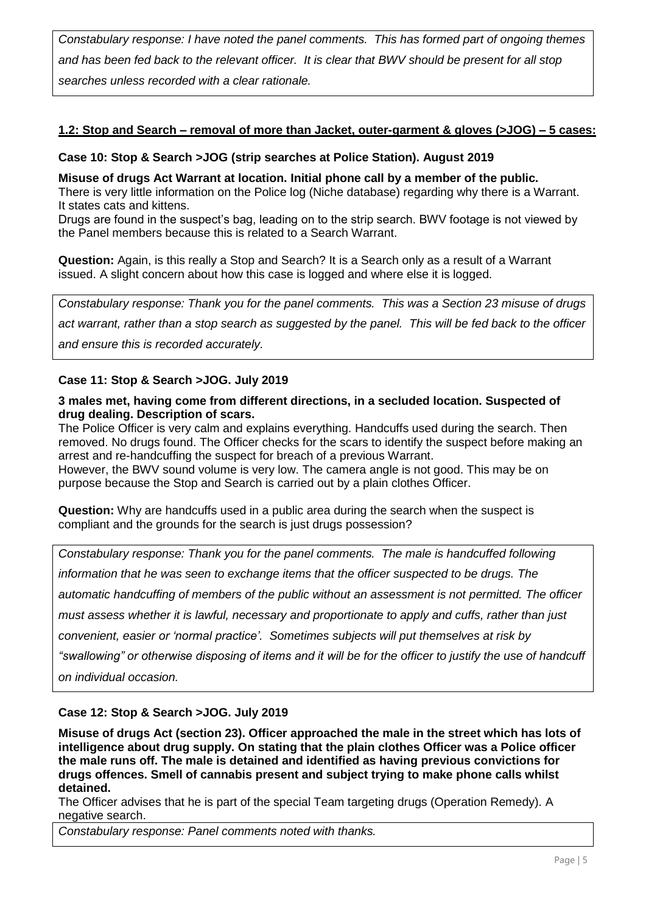*Constabulary response: I have noted the panel comments. This has formed part of ongoing themes and has been fed back to the relevant officer. It is clear that BWV should be present for all stop searches unless recorded with a clear rationale.*

### 1.2: Stop and Search – removal of more than Jacket, outer-garment & gloves (>JOG) – 5 cases:

**Case 10: Stop & Search >JOG (strip searches at Police Station). August 2019**

**Misuse of drugs Act Warrant at location. Initial phone call by a member of the public.**
There is very little information on the Police log (Niche database) regarding why there is a Warrant. It states cats and kittens.
Drugs are found in the suspect's bag, leading on to the strip search. BWV footage is not viewed by the Panel members because this is related to a Search Warrant.

**Question:** Again, is this really a Stop and Search? It is a Search only as a result of a Warrant issued. A slight concern about how this case is logged and where else it is logged.

*Constabulary response: Thank you for the panel comments. This was a Section 23 misuse of drugs act warrant, rather than a stop search as suggested by the panel. This will be fed back to the officer and ensure this is recorded accurately.*

**Case 11: Stop & Search >JOG. July 2019**

**3 males met, having come from different directions, in a secluded location. Suspected of drug dealing. Description of scars.**
The Police Officer is very calm and explains everything. Handcuffs used during the search. Then removed. No drugs found. The Officer checks for the scars to identify the suspect before making an arrest and re-handcuffing the suspect for breach of a previous Warrant.
However, the BWV sound volume is very low. The camera angle is not good. This may be on purpose because the Stop and Search is carried out by a plain clothes Officer.

**Question:** Why are handcuffs used in a public area during the search when the suspect is compliant and the grounds for the search is just drugs possession?

*Constabulary response: Thank you for the panel comments. The male is handcuffed following information that he was seen to exchange items that the officer suspected to be drugs. The automatic handcuffing of members of the public without an assessment is not permitted. The officer must assess whether it is lawful, necessary and proportionate to apply and cuffs, rather than just convenient, easier or 'normal practice'. Sometimes subjects will put themselves at risk by "swallowing" or otherwise disposing of items and it will be for the officer to justify the use of handcuff on individual occasion.*

**Case 12: Stop & Search >JOG. July 2019**

**Misuse of drugs Act (section 23). Officer approached the male in the street which has lots of intelligence about drug supply. On stating that the plain clothes Officer was a Police officer the male runs off. The male is detained and identified as having previous convictions for drugs offences. Smell of cannabis present and subject trying to make phone calls whilst detained.**
The Officer advises that he is part of the special Team targeting drugs (Operation Remedy). A negative search.

*Constabulary response: Panel comments noted with thanks.*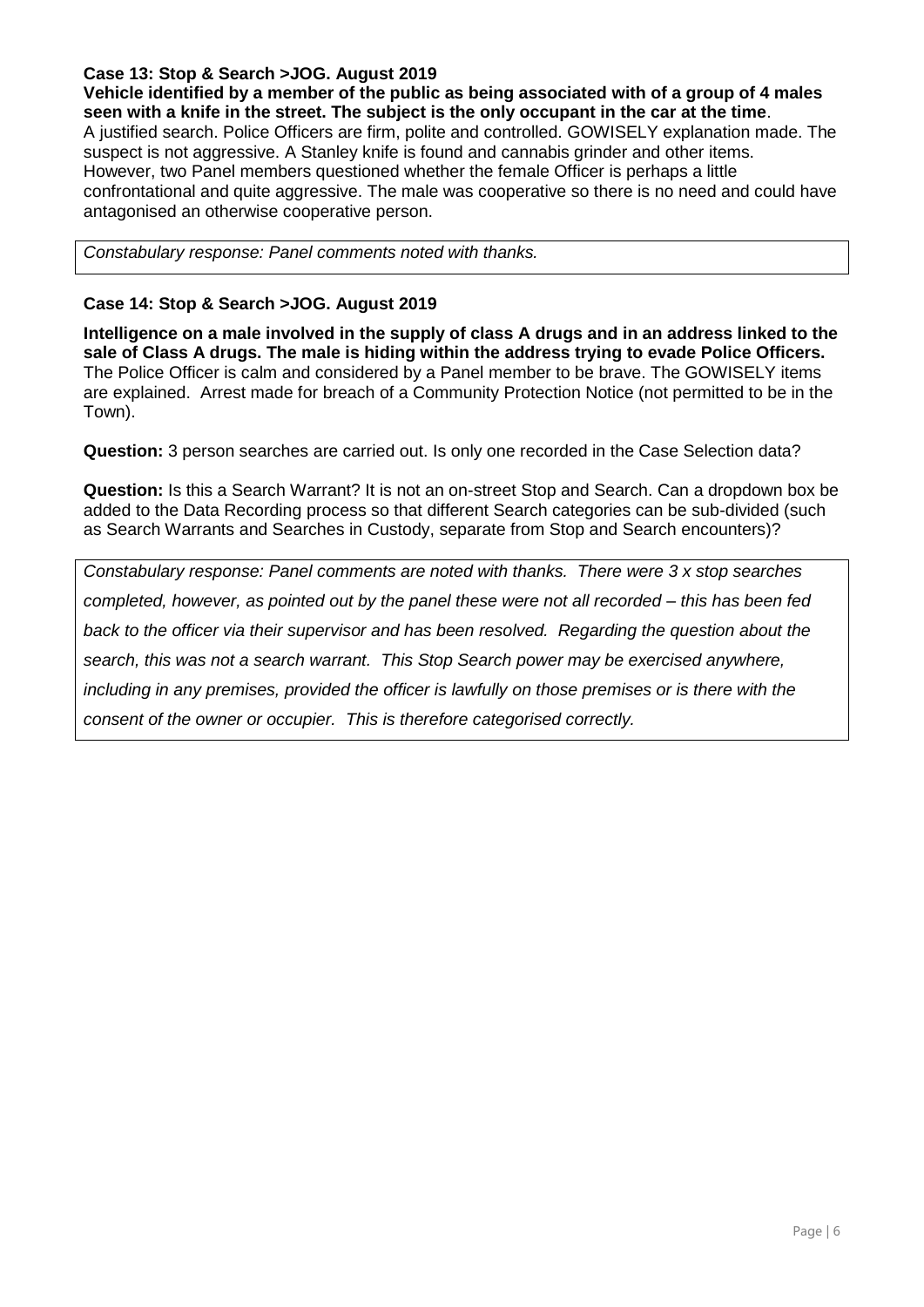**Case 13: Stop & Search >JOG. August 2019**

**Vehicle identified by a member of the public as being associated with of a group of 4 males seen with a knife in the street. The subject is the only occupant in the car at the time**. A justified search. Police Officers are firm, polite and controlled. GOWISELY explanation made. The suspect is not aggressive. A Stanley knife is found and cannabis grinder and other items. However, two Panel members questioned whether the female Officer is perhaps a little confrontational and quite aggressive. The male was cooperative so there is no need and could have antagonised an otherwise cooperative person.

*Constabulary response: Panel comments noted with thanks.*

**Case 14: Stop & Search >JOG. August 2019**

**Intelligence on a male involved in the supply of class A drugs and in an address linked to the sale of Class A drugs. The male is hiding within the address trying to evade Police Officers.** The Police Officer is calm and considered by a Panel member to be brave. The GOWISELY items are explained. Arrest made for breach of a Community Protection Notice (not permitted to be in the Town).

**Question:** 3 person searches are carried out. Is only one recorded in the Case Selection data?

**Question:** Is this a Search Warrant? It is not an on-street Stop and Search. Can a dropdown box be added to the Data Recording process so that different Search categories can be sub-divided (such as Search Warrants and Searches in Custody, separate from Stop and Search encounters)?

*Constabulary response: Panel comments are noted with thanks. There were 3 x stop searches completed, however, as pointed out by the panel these were not all recorded – this has been fed back to the officer via their supervisor and has been resolved. Regarding the question about the search, this was not a search warrant. This Stop Search power may be exercised anywhere, including in any premises, provided the officer is lawfully on those premises or is there with the consent of the owner or occupier. This is therefore categorised correctly.*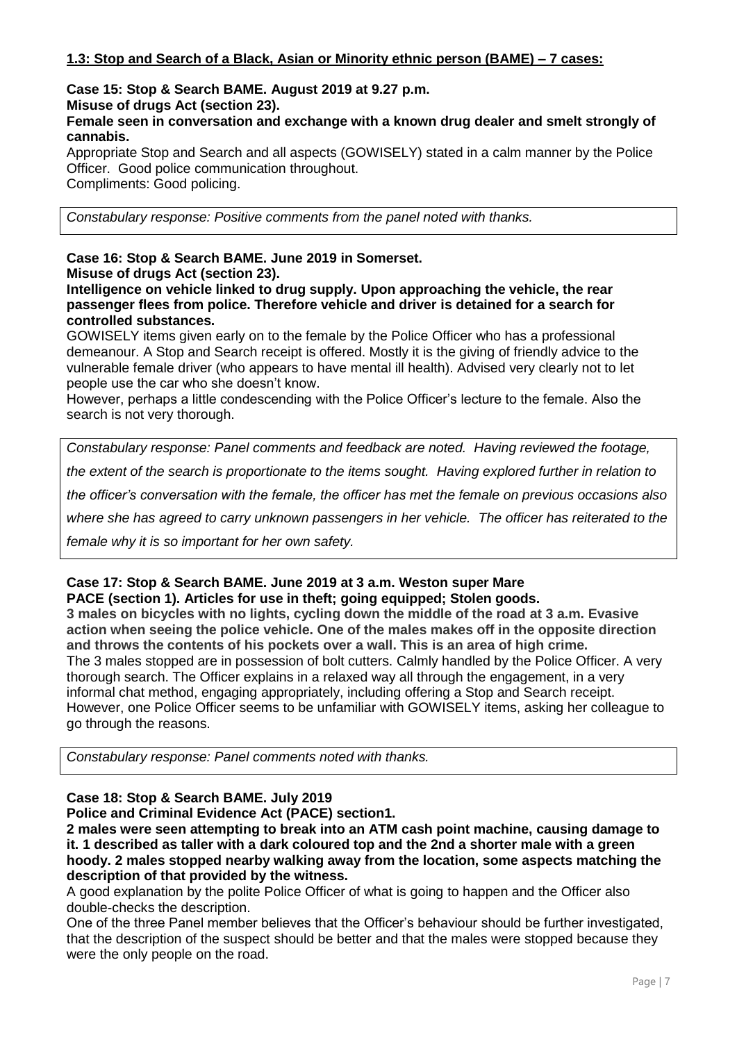**1.3: Stop and Search of a Black, Asian or Minority ethnic person (BAME) – 7 cases:**

**Case 15: Stop & Search BAME. August 2019 at 9.27 p.m.**
**Misuse of drugs Act (section 23).**
**Female seen in conversation and exchange with a known drug dealer and smelt strongly of cannabis.**

Appropriate Stop and Search and all aspects (GOWISELY) stated in a calm manner by the Police Officer. Good police communication throughout.
Compliments: Good policing.

*Constabulary response: Positive comments from the panel noted with thanks.*

**Case 16: Stop & Search BAME. June 2019 in Somerset.**
**Misuse of drugs Act (section 23).**
**Intelligence on vehicle linked to drug supply. Upon approaching the vehicle, the rear passenger flees from police. Therefore vehicle and driver is detained for a search for controlled substances.**

GOWISELY items given early on to the female by the Police Officer who has a professional demeanour. A Stop and Search receipt is offered. Mostly it is the giving of friendly advice to the vulnerable female driver (who appears to have mental ill health). Advised very clearly not to let people use the car who she doesn't know.
However, perhaps a little condescending with the Police Officer's lecture to the female. Also the search is not very thorough.

*Constabulary response: Panel comments and feedback are noted. Having reviewed the footage, the extent of the search is proportionate to the items sought. Having explored further in relation to the officer's conversation with the female, the officer has met the female on previous occasions also where she has agreed to carry unknown passengers in her vehicle. The officer has reiterated to the female why it is so important for her own safety.*

**Case 17: Stop & Search BAME. June 2019 at 3 a.m. Weston super Mare**
**PACE (section 1). Articles for use in theft; going equipped; Stolen goods.**
**3 males on bicycles with no lights, cycling down the middle of the road at 3 a.m. Evasive action when seeing the police vehicle. One of the males makes off in the opposite direction and throws the contents of his pockets over a wall. This is an area of high crime.**

The 3 males stopped are in possession of bolt cutters. Calmly handled by the Police Officer. A very thorough search. The Officer explains in a relaxed way all through the engagement, in a very informal chat method, engaging appropriately, including offering a Stop and Search receipt. However, one Police Officer seems to be unfamiliar with GOWISELY items, asking her colleague to go through the reasons.

*Constabulary response: Panel comments noted with thanks.*

**Case 18: Stop & Search BAME. July 2019**
**Police and Criminal Evidence Act (PACE) section1.**
**2 males were seen attempting to break into an ATM cash point machine, causing damage to it. 1 described as taller with a dark coloured top and the 2nd a shorter male with a green hoody. 2 males stopped nearby walking away from the location, some aspects matching the description of that provided by the witness.**

A good explanation by the polite Police Officer of what is going to happen and the Officer also double-checks the description.
One of the three Panel member believes that the Officer's behaviour should be further investigated, that the description of the suspect should be better and that the males were stopped because they were the only people on the road.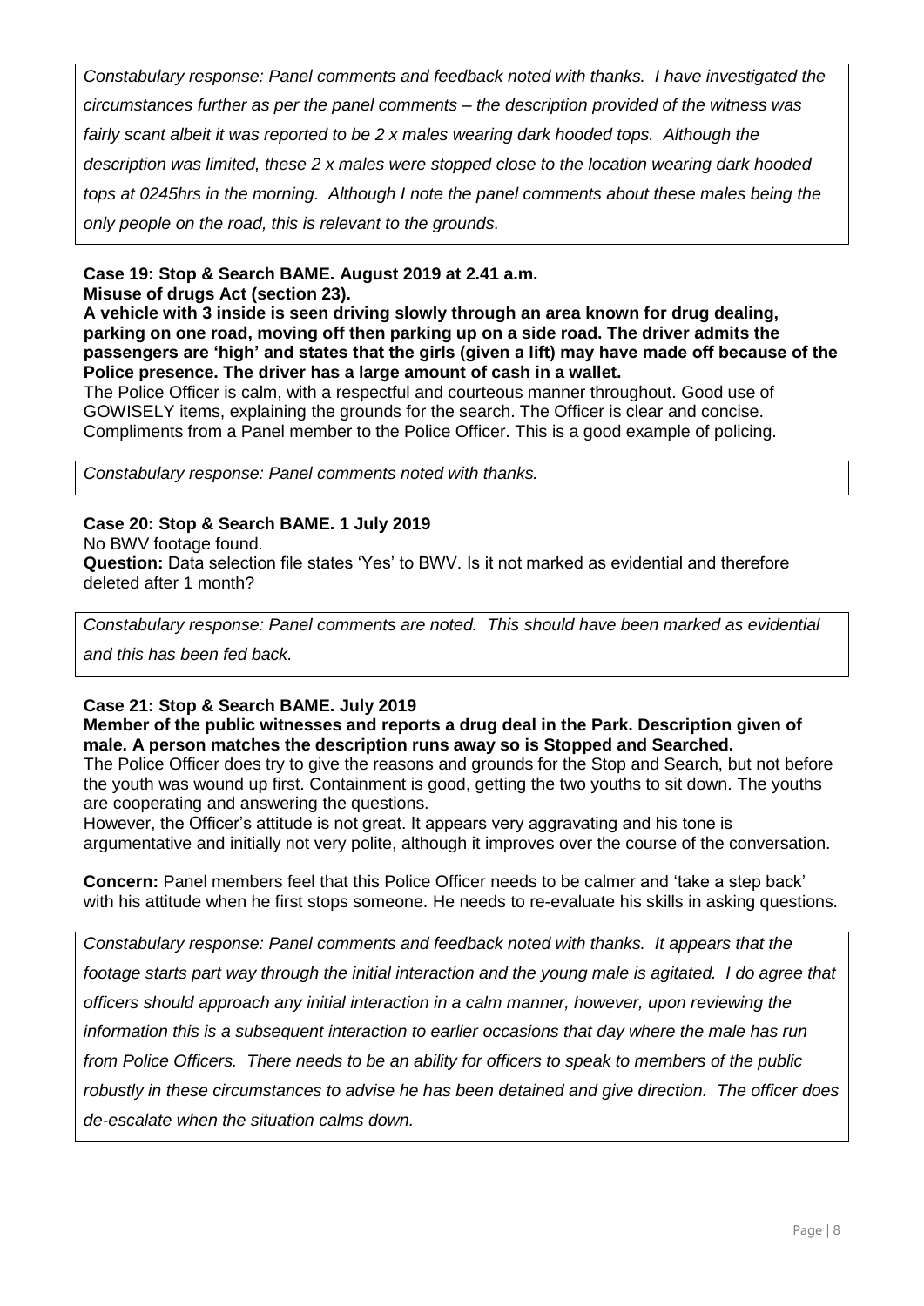*Constabulary response: Panel comments and feedback noted with thanks. I have investigated the circumstances further as per the panel comments – the description provided of the witness was fairly scant albeit it was reported to be 2 x males wearing dark hooded tops. Although the description was limited, these 2 x males were stopped close to the location wearing dark hooded tops at 0245hrs in the morning. Although I note the panel comments about these males being the only people on the road, this is relevant to the grounds.*

**Case 19: Stop & Search BAME. August 2019 at 2.41 a.m.**
**Misuse of drugs Act (section 23).**
**A vehicle with 3 inside is seen driving slowly through an area known for drug dealing, parking on one road, moving off then parking up on a side road. The driver admits the passengers are 'high' and states that the girls (given a lift) may have made off because of the Police presence. The driver has a large amount of cash in a wallet.**

The Police Officer is calm, with a respectful and courteous manner throughout. Good use of GOWISELY items, explaining the grounds for the search. The Officer is clear and concise. Compliments from a Panel member to the Police Officer. This is a good example of policing.

*Constabulary response: Panel comments noted with thanks.*

**Case 20: Stop & Search BAME. 1 July 2019**

No BWV footage found.

**Question:** Data selection file states 'Yes' to BWV. Is it not marked as evidential and therefore deleted after 1 month?

*Constabulary response: Panel comments are noted. This should have been marked as evidential and this has been fed back.*

**Case 21: Stop & Search BAME. July 2019**
**Member of the public witnesses and reports a drug deal in the Park. Description given of male. A person matches the description runs away so is Stopped and Searched.**

The Police Officer does try to give the reasons and grounds for the Stop and Search, but not before the youth was wound up first. Containment is good, getting the two youths to sit down. The youths are cooperating and answering the questions.

However, the Officer's attitude is not great. It appears very aggravating and his tone is argumentative and initially not very polite, although it improves over the course of the conversation.

**Concern:** Panel members feel that this Police Officer needs to be calmer and 'take a step back' with his attitude when he first stops someone. He needs to re-evaluate his skills in asking questions.

*Constabulary response: Panel comments and feedback noted with thanks. It appears that the footage starts part way through the initial interaction and the young male is agitated. I do agree that officers should approach any initial interaction in a calm manner, however, upon reviewing the information this is a subsequent interaction to earlier occasions that day where the male has run from Police Officers. There needs to be an ability for officers to speak to members of the public robustly in these circumstances to advise he has been detained and give direction. The officer does de-escalate when the situation calms down.*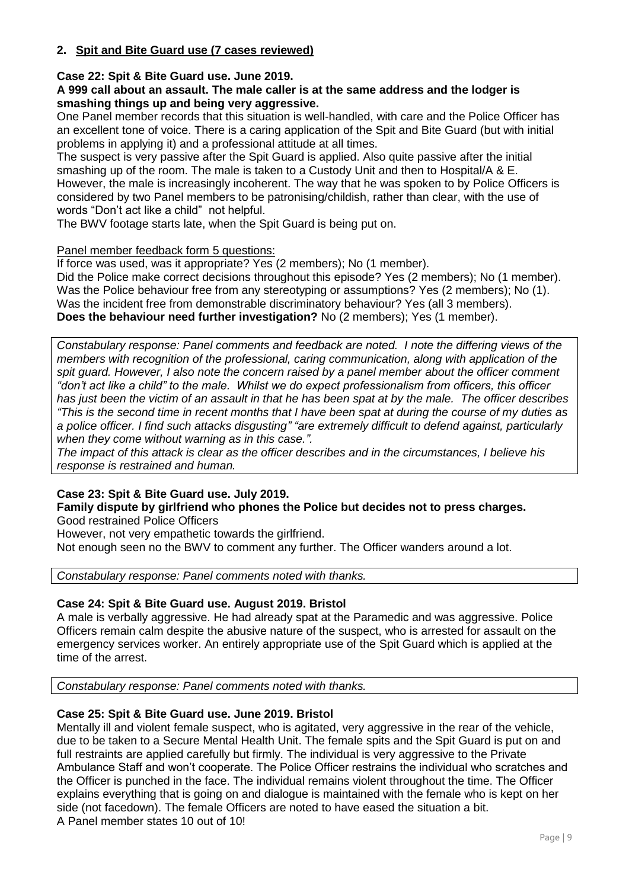## 2. Spit and Bite Guard use (7 cases reviewed)

**Case 22: Spit & Bite Guard use. June 2019.**

**A 999 call about an assault. The male caller is at the same address and the lodger is smashing things up and being very aggressive.**

One Panel member records that this situation is well-handled, with care and the Police Officer has an excellent tone of voice. There is a caring application of the Spit and Bite Guard (but with initial problems in applying it) and a professional attitude at all times.

The suspect is very passive after the Spit Guard is applied. Also quite passive after the initial smashing up of the room. The male is taken to a Custody Unit and then to Hospital/A & E. However, the male is increasingly incoherent. The way that he was spoken to by Police Officers is considered by two Panel members to be patronising/childish, rather than clear, with the use of words "Don't act like a child" not helpful.

The BWV footage starts late, when the Spit Guard is being put on.

Panel member feedback form 5 questions:

If force was used, was it appropriate? Yes (2 members); No (1 member).

Did the Police make correct decisions throughout this episode? Yes (2 members); No (1 member).

Was the Police behaviour free from any stereotyping or assumptions? Yes (2 members); No (1).

Was the incident free from demonstrable discriminatory behaviour? Yes (all 3 members).

**Does the behaviour need further investigation?** No (2 members); Yes (1 member).

*Constabulary response: Panel comments and feedback are noted. I note the differing views of the members with recognition of the professional, caring communication, along with application of the spit guard. However, I also note the concern raised by a panel member about the officer comment "don't act like a child" to the male. Whilst we do expect professionalism from officers, this officer has just been the victim of an assault in that he has been spat at by the male. The officer describes "This is the second time in recent months that I have been spat at during the course of my duties as a police officer. I find such attacks disgusting" "are extremely difficult to defend against, particularly when they come without warning as in this case.".*

*The impact of this attack is clear as the officer describes and in the circumstances, I believe his response is restrained and human.*

**Case 23: Spit & Bite Guard use. July 2019.**

**Family dispute by girlfriend who phones the Police but decides not to press charges.**

Good restrained Police Officers

However, not very empathetic towards the girlfriend.

Not enough seen no the BWV to comment any further. The Officer wanders around a lot.

*Constabulary response: Panel comments noted with thanks.*

**Case 24: Spit & Bite Guard use. August 2019. Bristol**

A male is verbally aggressive. He had already spat at the Paramedic and was aggressive. Police Officers remain calm despite the abusive nature of the suspect, who is arrested for assault on the emergency services worker. An entirely appropriate use of the Spit Guard which is applied at the time of the arrest.

*Constabulary response: Panel comments noted with thanks.*

**Case 25: Spit & Bite Guard use. June 2019. Bristol**

Mentally ill and violent female suspect, who is agitated, very aggressive in the rear of the vehicle, due to be taken to a Secure Mental Health Unit. The female spits and the Spit Guard is put on and full restraints are applied carefully but firmly. The individual is very aggressive to the Private Ambulance Staff and won't cooperate. The Police Officer restrains the individual who scratches and the Officer is punched in the face. The individual remains violent throughout the time. The Officer explains everything that is going on and dialogue is maintained with the female who is kept on her side (not facedown). The female Officers are noted to have eased the situation a bit.

A Panel member states 10 out of 10!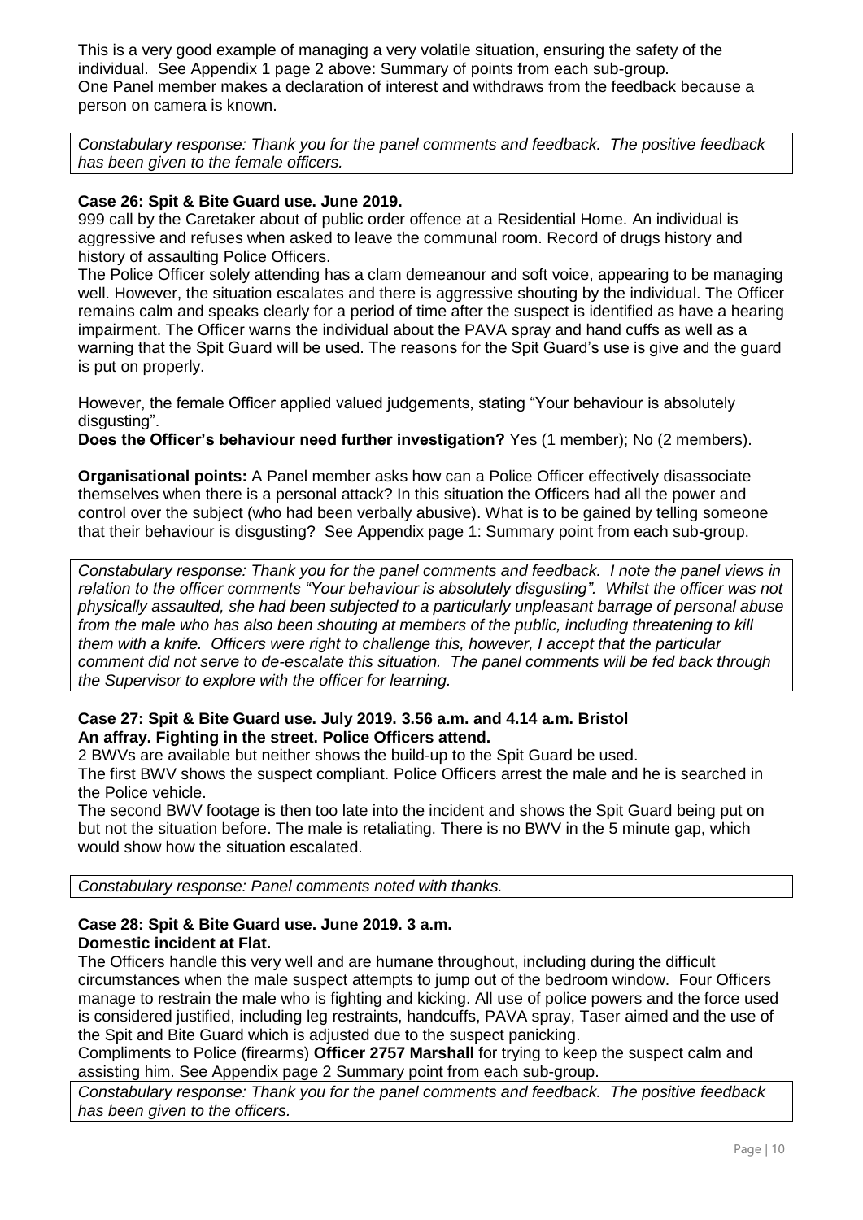This is a very good example of managing a very volatile situation, ensuring the safety of the individual. See Appendix 1 page 2 above: Summary of points from each sub-group.
One Panel member makes a declaration of interest and withdraws from the feedback because a person on camera is known.

*Constabulary response: Thank you for the panel comments and feedback. The positive feedback has been given to the female officers.*

**Case 26: Spit & Bite Guard use. June 2019.**

999 call by the Caretaker about of public order offence at a Residential Home. An individual is aggressive and refuses when asked to leave the communal room. Record of drugs history and history of assaulting Police Officers.
The Police Officer solely attending has a clam demeanour and soft voice, appearing to be managing well. However, the situation escalates and there is aggressive shouting by the individual. The Officer remains calm and speaks clearly for a period of time after the suspect is identified as have a hearing impairment. The Officer warns the individual about the PAVA spray and hand cuffs as well as a warning that the Spit Guard will be used. The reasons for the Spit Guard's use is give and the guard is put on properly.

However, the female Officer applied valued judgements, stating "Your behaviour is absolutely disgusting".
**Does the Officer's behaviour need further investigation?** Yes (1 member); No (2 members).

**Organisational points:** A Panel member asks how can a Police Officer effectively disassociate themselves when there is a personal attack? In this situation the Officers had all the power and control over the subject (who had been verbally abusive). What is to be gained by telling someone that their behaviour is disgusting? See Appendix page 1: Summary point from each sub-group.

*Constabulary response: Thank you for the panel comments and feedback. I note the panel views in relation to the officer comments "Your behaviour is absolutely disgusting". Whilst the officer was not physically assaulted, she had been subjected to a particularly unpleasant barrage of personal abuse from the male who has also been shouting at members of the public, including threatening to kill them with a knife. Officers were right to challenge this, however, I accept that the particular comment did not serve to de-escalate this situation. The panel comments will be fed back through the Supervisor to explore with the officer for learning.*

**Case 27: Spit & Bite Guard use. July 2019. 3.56 a.m. and 4.14 a.m. Bristol**
**An affray. Fighting in the street. Police Officers attend.**

2 BWVs are available but neither shows the build-up to the Spit Guard be used.
The first BWV shows the suspect compliant. Police Officers arrest the male and he is searched in the Police vehicle.
The second BWV footage is then too late into the incident and shows the Spit Guard being put on but not the situation before. The male is retaliating. There is no BWV in the 5 minute gap, which would show how the situation escalated.

*Constabulary response: Panel comments noted with thanks.*

**Case 28: Spit & Bite Guard use. June 2019. 3 a.m.**
**Domestic incident at Flat.**

The Officers handle this very well and are humane throughout, including during the difficult circumstances when the male suspect attempts to jump out of the bedroom window. Four Officers manage to restrain the male who is fighting and kicking. All use of police powers and the force used is considered justified, including leg restraints, handcuffs, PAVA spray, Taser aimed and the use of the Spit and Bite Guard which is adjusted due to the suspect panicking.
Compliments to Police (firearms) **Officer 2757 Marshall** for trying to keep the suspect calm and assisting him. See Appendix page 2 Summary point from each sub-group.

*Constabulary response: Thank you for the panel comments and feedback. The positive feedback has been given to the officers.*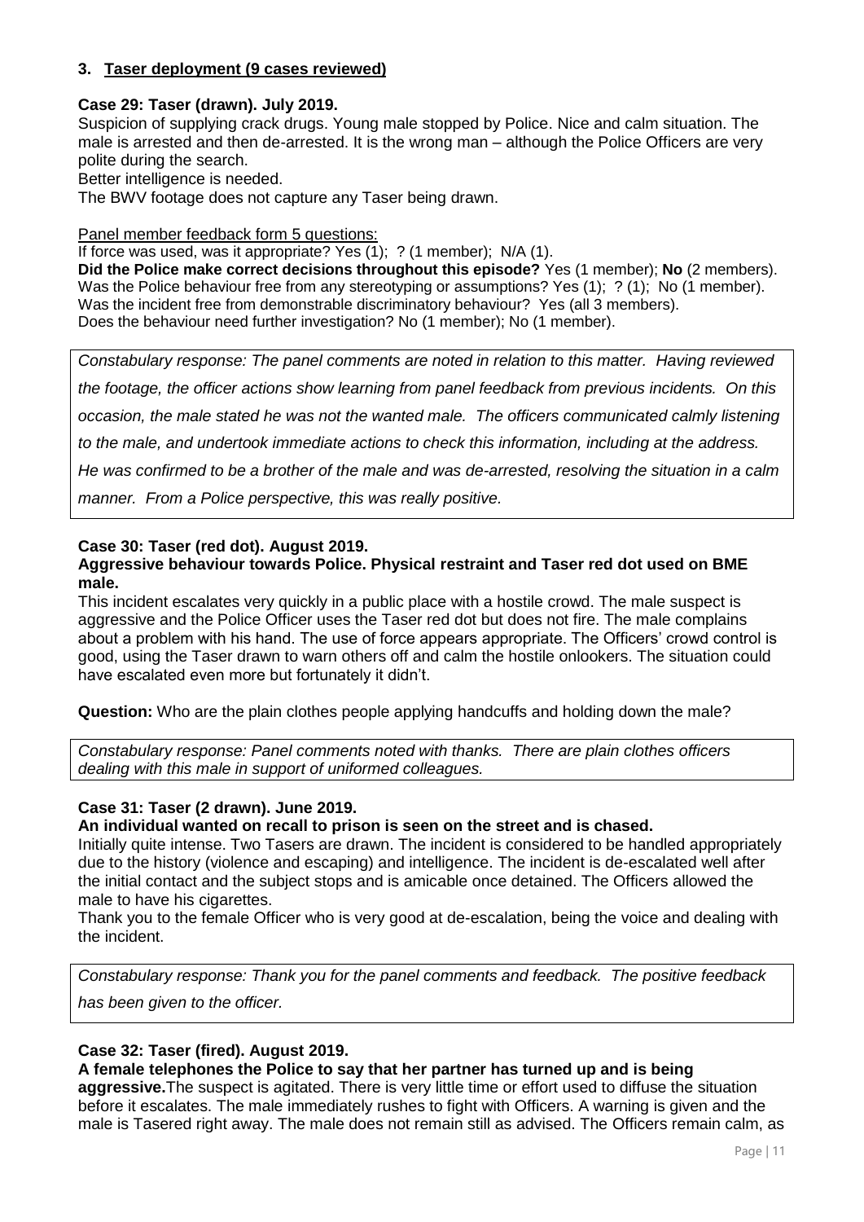## 3. Taser deployment (9 cases reviewed)

**Case 29: Taser (drawn). July 2019.**

Suspicion of supplying crack drugs. Young male stopped by Police. Nice and calm situation. The male is arrested and then de-arrested. It is the wrong man – although the Police Officers are very polite during the search.

Better intelligence is needed.

The BWV footage does not capture any Taser being drawn.

Panel member feedback form 5 questions:

If force was used, was it appropriate? Yes (1); ? (1 member); N/A (1).

**Did the Police make correct decisions throughout this episode?** Yes (1 member); **No** (2 members).

Was the Police behaviour free from any stereotyping or assumptions? Yes (1); ? (1); No (1 member).

Was the incident free from demonstrable discriminatory behaviour? Yes (all 3 members).

Does the behaviour need further investigation? No (1 member); No (1 member).

*Constabulary response: The panel comments are noted in relation to this matter. Having reviewed the footage, the officer actions show learning from panel feedback from previous incidents. On this occasion, the male stated he was not the wanted male. The officers communicated calmly listening to the male, and undertook immediate actions to check this information, including at the address. He was confirmed to be a brother of the male and was de-arrested, resolving the situation in a calm manner. From a Police perspective, this was really positive.*

**Case 30: Taser (red dot). August 2019.**

**Aggressive behaviour towards Police. Physical restraint and Taser red dot used on BME male.**

This incident escalates very quickly in a public place with a hostile crowd. The male suspect is aggressive and the Police Officer uses the Taser red dot but does not fire. The male complains about a problem with his hand. The use of force appears appropriate. The Officers' crowd control is good, using the Taser drawn to warn others off and calm the hostile onlookers. The situation could have escalated even more but fortunately it didn't.

**Question:** Who are the plain clothes people applying handcuffs and holding down the male?

*Constabulary response: Panel comments noted with thanks. There are plain clothes officers dealing with this male in support of uniformed colleagues.*

**Case 31: Taser (2 drawn). June 2019.**

**An individual wanted on recall to prison is seen on the street and is chased.**

Initially quite intense. Two Tasers are drawn. The incident is considered to be handled appropriately due to the history (violence and escaping) and intelligence. The incident is de-escalated well after the initial contact and the subject stops and is amicable once detained. The Officers allowed the male to have his cigarettes.

Thank you to the female Officer who is very good at de-escalation, being the voice and dealing with the incident.

*Constabulary response: Thank you for the panel comments and feedback. The positive feedback has been given to the officer.*

**Case 32: Taser (fired). August 2019.**

**A female telephones the Police to say that her partner has turned up and is being aggressive.** The suspect is agitated. There is very little time or effort used to diffuse the situation before it escalates. The male immediately rushes to fight with Officers. A warning is given and the male is Tasered right away. The male does not remain still as advised. The Officers remain calm, as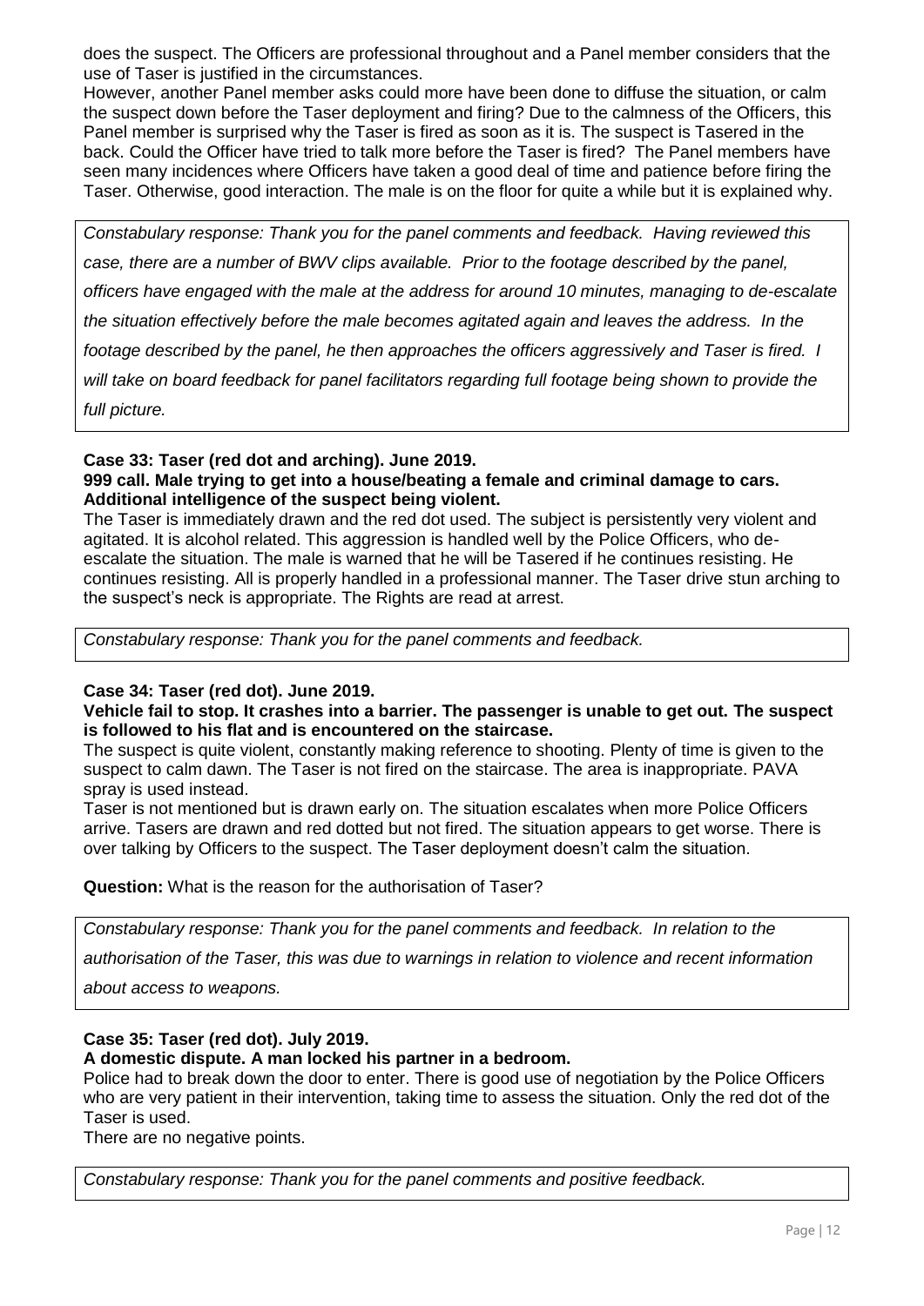does the suspect. The Officers are professional throughout and a Panel member considers that the use of Taser is justified in the circumstances.
However, another Panel member asks could more have been done to diffuse the situation, or calm the suspect down before the Taser deployment and firing? Due to the calmness of the Officers, this Panel member is surprised why the Taser is fired as soon as it is. The suspect is Tasered in the back. Could the Officer have tried to talk more before the Taser is fired? The Panel members have seen many incidences where Officers have taken a good deal of time and patience before firing the Taser. Otherwise, good interaction. The male is on the floor for quite a while but it is explained why.

*Constabulary response: Thank you for the panel comments and feedback. Having reviewed this case, there are a number of BWV clips available. Prior to the footage described by the panel, officers have engaged with the male at the address for around 10 minutes, managing to de-escalate the situation effectively before the male becomes agitated again and leaves the address. In the footage described by the panel, he then approaches the officers aggressively and Taser is fired. I will take on board feedback for panel facilitators regarding full footage being shown to provide the full picture.*

**Case 33: Taser (red dot and arching). June 2019.**
**999 call. Male trying to get into a house/beating a female and criminal damage to cars. Additional intelligence of the suspect being violent.**

The Taser is immediately drawn and the red dot used. The subject is persistently very violent and agitated. It is alcohol related. This aggression is handled well by the Police Officers, who de-escalate the situation. The male is warned that he will be Tasered if he continues resisting. He continues resisting. All is properly handled in a professional manner. The Taser drive stun arching to the suspect's neck is appropriate. The Rights are read at arrest.

*Constabulary response: Thank you for the panel comments and feedback.*

**Case 34: Taser (red dot). June 2019.**
**Vehicle fail to stop. It crashes into a barrier. The passenger is unable to get out. The suspect is followed to his flat and is encountered on the staircase.**

The suspect is quite violent, constantly making reference to shooting. Plenty of time is given to the suspect to calm dawn. The Taser is not fired on the staircase. The area is inappropriate. PAVA spray is used instead.
Taser is not mentioned but is drawn early on. The situation escalates when more Police Officers arrive. Tasers are drawn and red dotted but not fired. The situation appears to get worse. There is over talking by Officers to the suspect. The Taser deployment doesn't calm the situation.

**Question:** What is the reason for the authorisation of Taser?

*Constabulary response: Thank you for the panel comments and feedback. In relation to the authorisation of the Taser, this was due to warnings in relation to violence and recent information about access to weapons.*

**Case 35: Taser (red dot). July 2019.**
**A domestic dispute. A man locked his partner in a bedroom.**

Police had to break down the door to enter. There is good use of negotiation by the Police Officers who are very patient in their intervention, taking time to assess the situation. Only the red dot of the Taser is used.
There are no negative points.

*Constabulary response: Thank you for the panel comments and positive feedback.*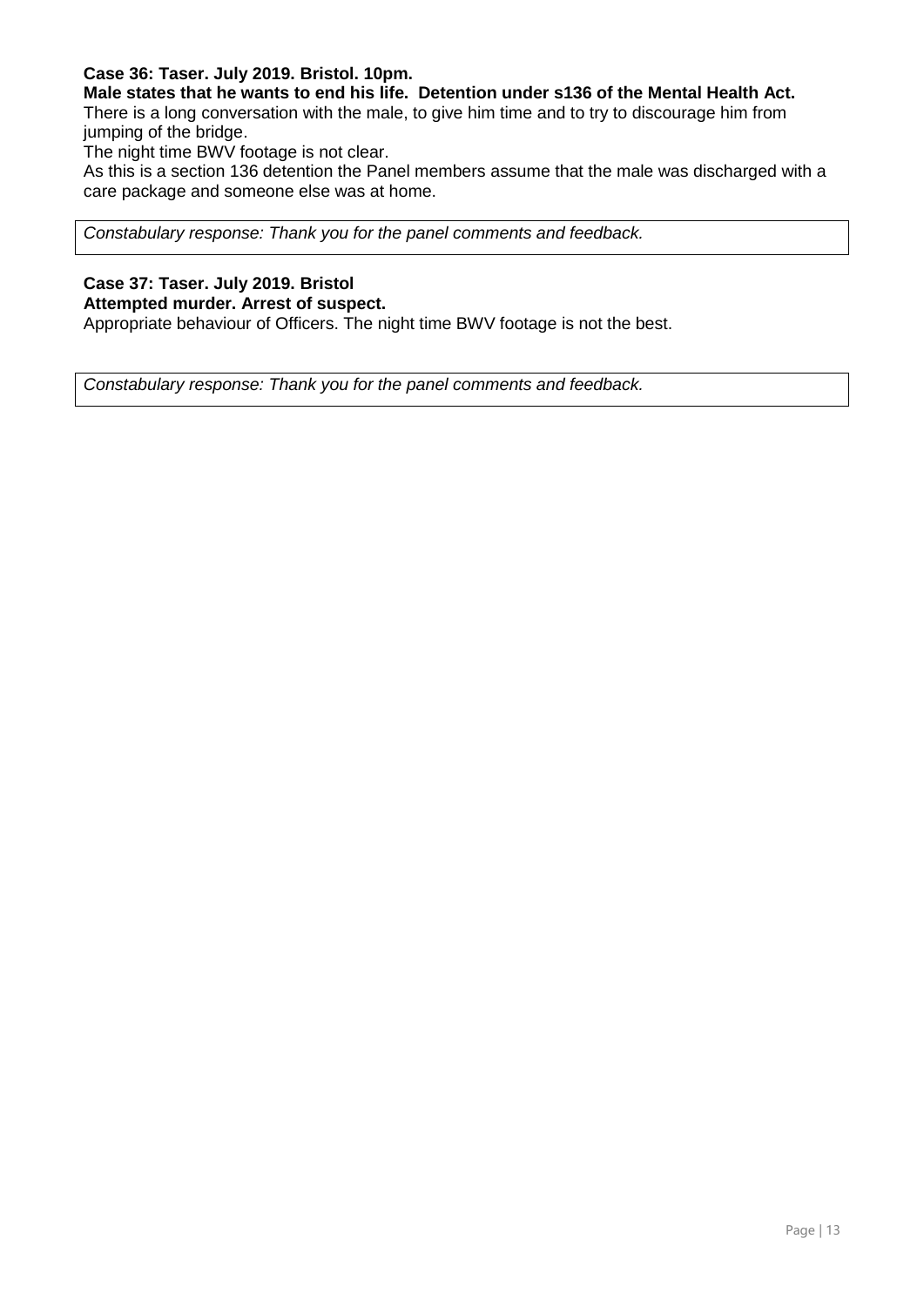**Case 36: Taser. July 2019. Bristol. 10pm.**

**Male states that he wants to end his life. Detention under s136 of the Mental Health Act.**

There is a long conversation with the male, to give him time and to try to discourage him from jumping of the bridge.

The night time BWV footage is not clear.

As this is a section 136 detention the Panel members assume that the male was discharged with a care package and someone else was at home.

*Constabulary response: Thank you for the panel comments and feedback.*

**Case 37: Taser. July 2019. Bristol**

**Attempted murder. Arrest of suspect.**

Appropriate behaviour of Officers. The night time BWV footage is not the best.

*Constabulary response: Thank you for the panel comments and feedback.*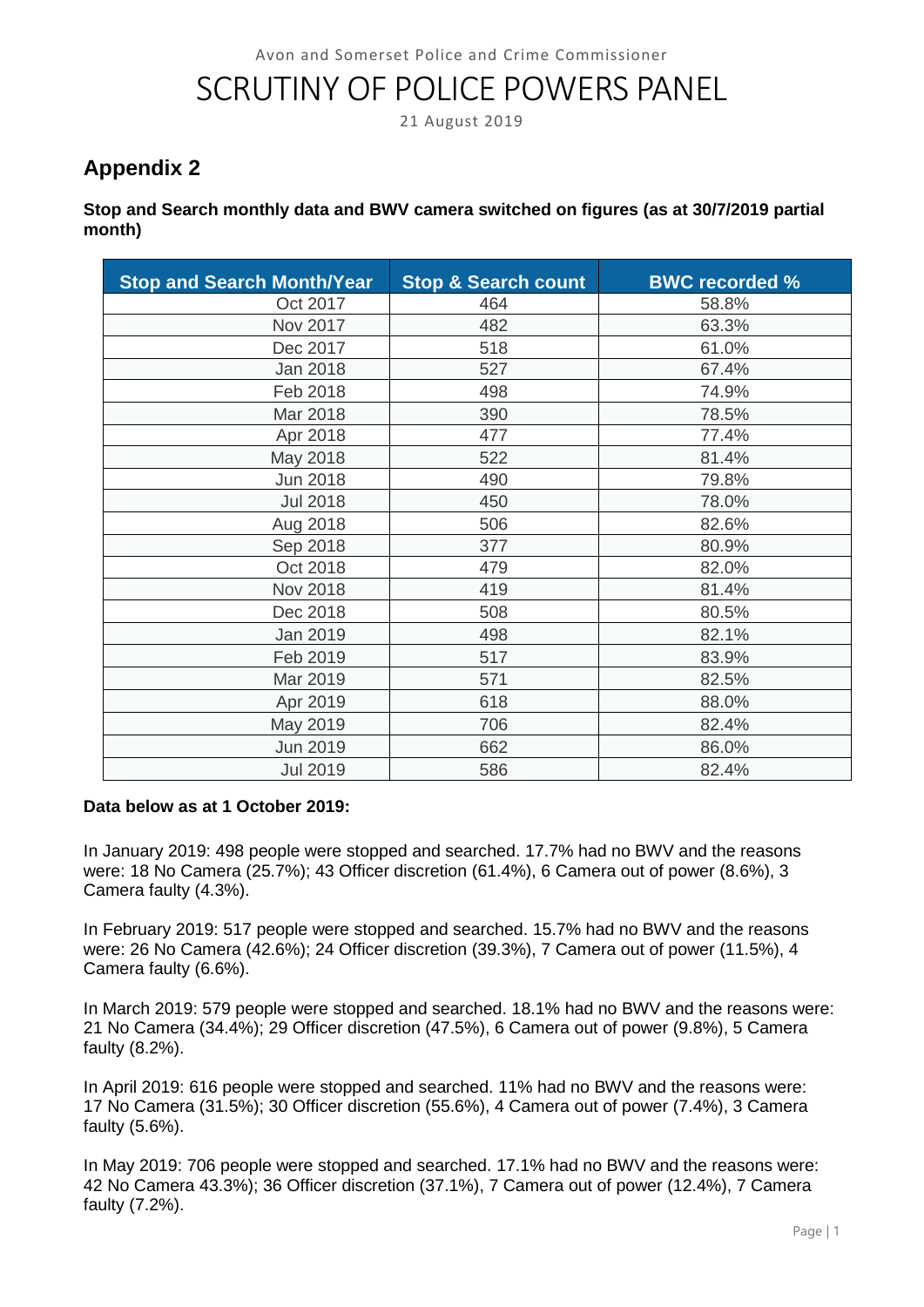Avon and Somerset Police and Crime Commissioner

# SCRUTINY OF POLICE POWERS PANEL

21 August 2019

## Appendix 2

**Stop and Search monthly data and BWV camera switched on figures (as at 30/7/2019 partial month)**

| Stop and Search Month/Year | Stop & Search count | BWC recorded % |
|---|---|---|
| Oct 2017 | 464 | 58.8% |
| Nov 2017 | 482 | 63.3% |
| Dec 2017 | 518 | 61.0% |
| Jan 2018 | 527 | 67.4% |
| Feb 2018 | 498 | 74.9% |
| Mar 2018 | 390 | 78.5% |
| Apr 2018 | 477 | 77.4% |
| May 2018 | 522 | 81.4% |
| Jun 2018 | 490 | 79.8% |
| Jul 2018 | 450 | 78.0% |
| Aug 2018 | 506 | 82.6% |
| Sep 2018 | 377 | 80.9% |
| Oct 2018 | 479 | 82.0% |
| Nov 2018 | 419 | 81.4% |
| Dec 2018 | 508 | 80.5% |
| Jan 2019 | 498 | 82.1% |
| Feb 2019 | 517 | 83.9% |
| Mar 2019 | 571 | 82.5% |
| Apr 2019 | 618 | 88.0% |
| May 2019 | 706 | 82.4% |
| Jun 2019 | 662 | 86.0% |
| Jul 2019 | 586 | 82.4% |

**Data below as at 1 October 2019:**

In January 2019: 498 people were stopped and searched. 17.7% had no BWV and the reasons were: 18 No Camera (25.7%); 43 Officer discretion (61.4%), 6 Camera out of power (8.6%), 3 Camera faulty (4.3%).

In February 2019: 517 people were stopped and searched. 15.7% had no BWV and the reasons were: 26 No Camera (42.6%); 24 Officer discretion (39.3%), 7 Camera out of power (11.5%), 4 Camera faulty (6.6%).

In March 2019: 579 people were stopped and searched. 18.1% had no BWV and the reasons were: 21 No Camera (34.4%); 29 Officer discretion (47.5%), 6 Camera out of power (9.8%), 5 Camera faulty (8.2%).

In April 2019: 616 people were stopped and searched. 11% had no BWV and the reasons were: 17 No Camera (31.5%); 30 Officer discretion (55.6%), 4 Camera out of power (7.4%), 3 Camera faulty (5.6%).

In May 2019: 706 people were stopped and searched. 17.1% had no BWV and the reasons were: 42 No Camera 43.3%); 36 Officer discretion (37.1%), 7 Camera out of power (12.4%), 7 Camera faulty (7.2%).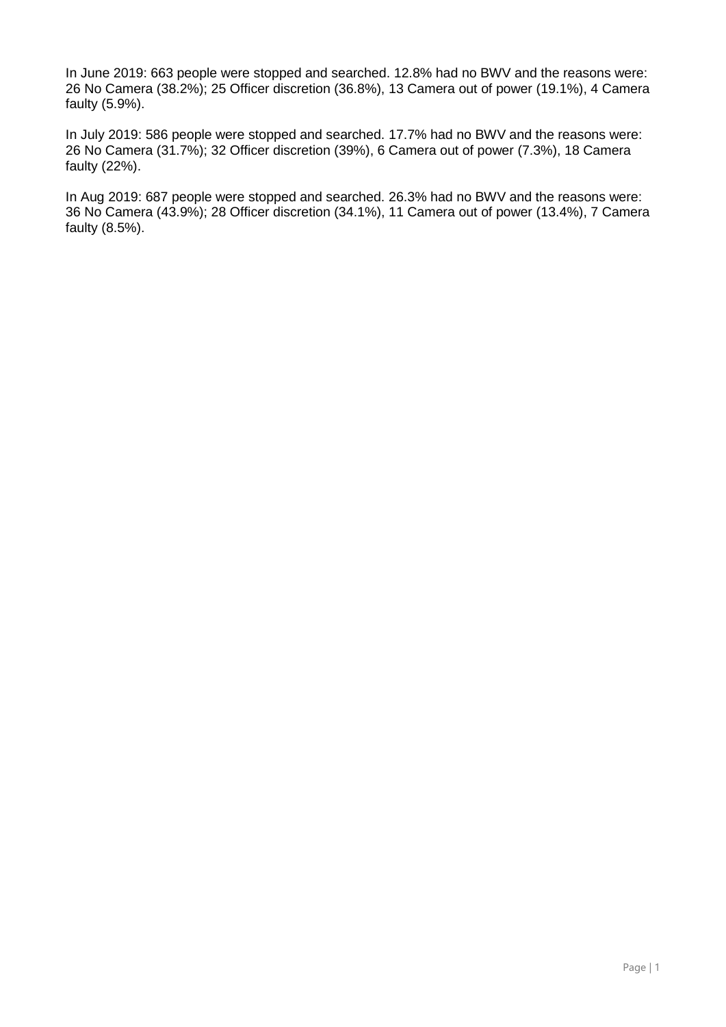In June 2019: 663 people were stopped and searched. 12.8% had no BWV and the reasons were: 26 No Camera (38.2%); 25 Officer discretion (36.8%), 13 Camera out of power (19.1%), 4 Camera faulty (5.9%).

In July 2019: 586 people were stopped and searched. 17.7% had no BWV and the reasons were: 26 No Camera (31.7%); 32 Officer discretion (39%), 6 Camera out of power (7.3%), 18 Camera faulty (22%).

In Aug 2019: 687 people were stopped and searched. 26.3% had no BWV and the reasons were: 36 No Camera (43.9%); 28 Officer discretion (34.1%), 11 Camera out of power (13.4%), 7 Camera faulty (8.5%).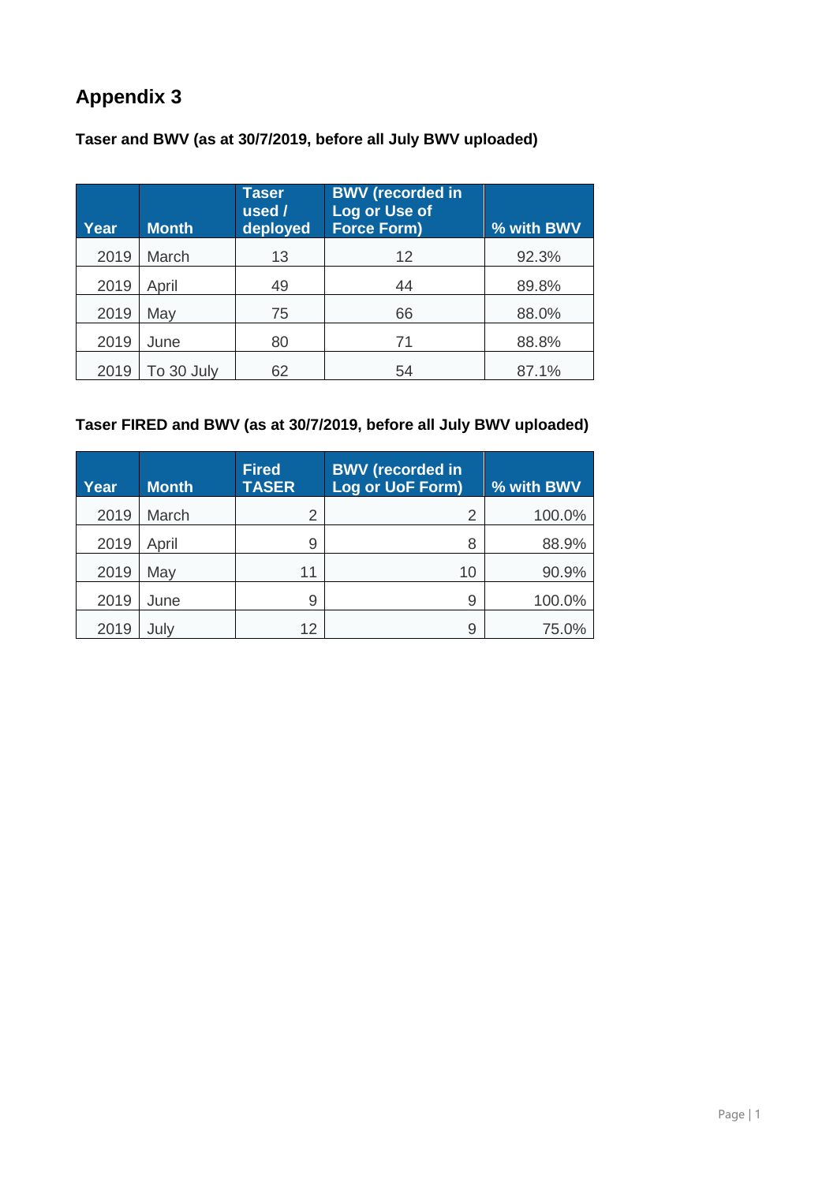# Appendix 3

**Taser and BWV (as at 30/7/2019, before all July BWV uploaded)**

| Year | Month | Taser used / deployed | BWV (recorded in Log or Use of Force Form) | % with BWV |
|---|---|---|---|---|
| 2019 | March | 13 | 12 | 92.3% |
| 2019 | April | 49 | 44 | 89.8% |
| 2019 | May | 75 | 66 | 88.0% |
| 2019 | June | 80 | 71 | 88.8% |
| 2019 | To 30 July | 62 | 54 | 87.1% |

**Taser FIRED and BWV (as at 30/7/2019, before all July BWV uploaded)**

| Year | Month | Fired TASER | BWV (recorded in Log or UoF Form) | % with BWV |
|---|---|---|---|---|
| 2019 | March | 2 | 2 | 100.0% |
| 2019 | April | 9 | 8 | 88.9% |
| 2019 | May | 11 | 10 | 90.9% |
| 2019 | June | 9 | 9 | 100.0% |
| 2019 | July | 12 | 9 | 75.0% |